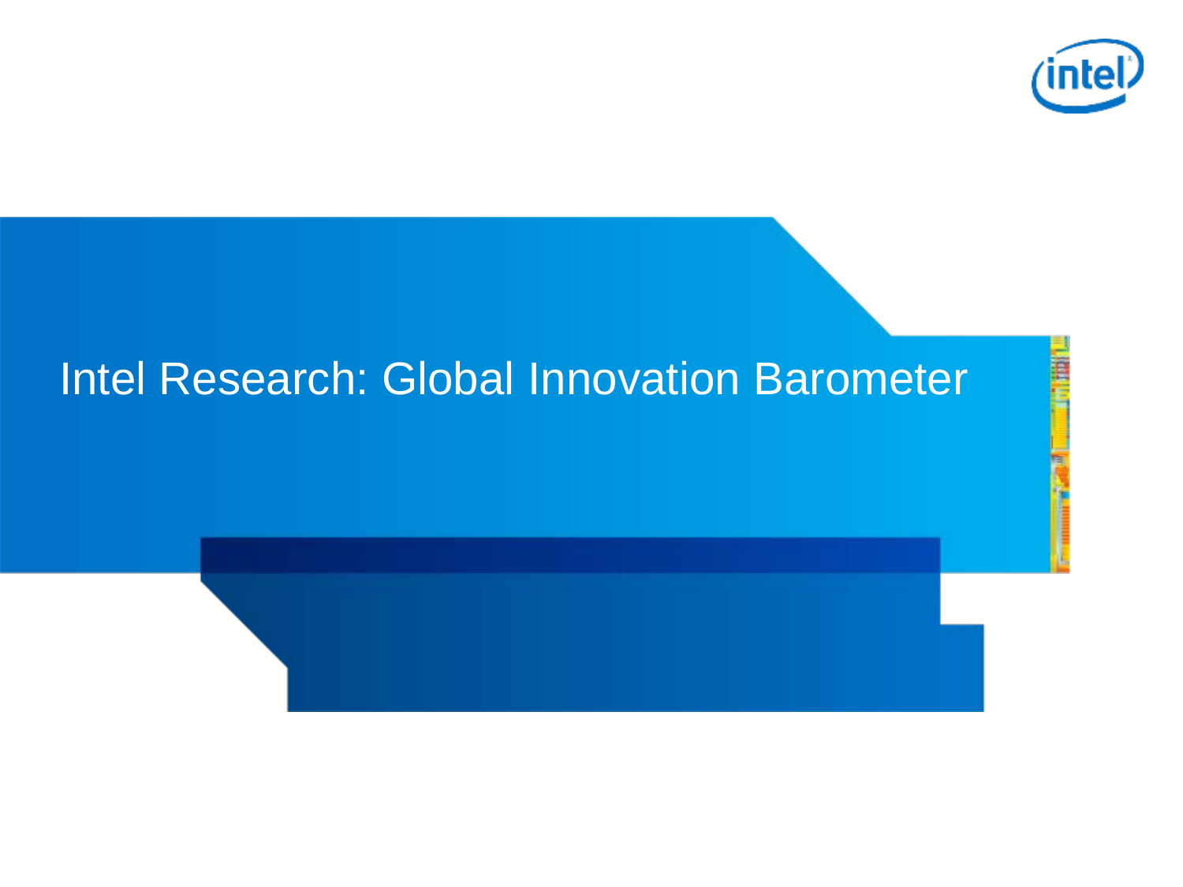# Intel Research: Global Innovation Barometer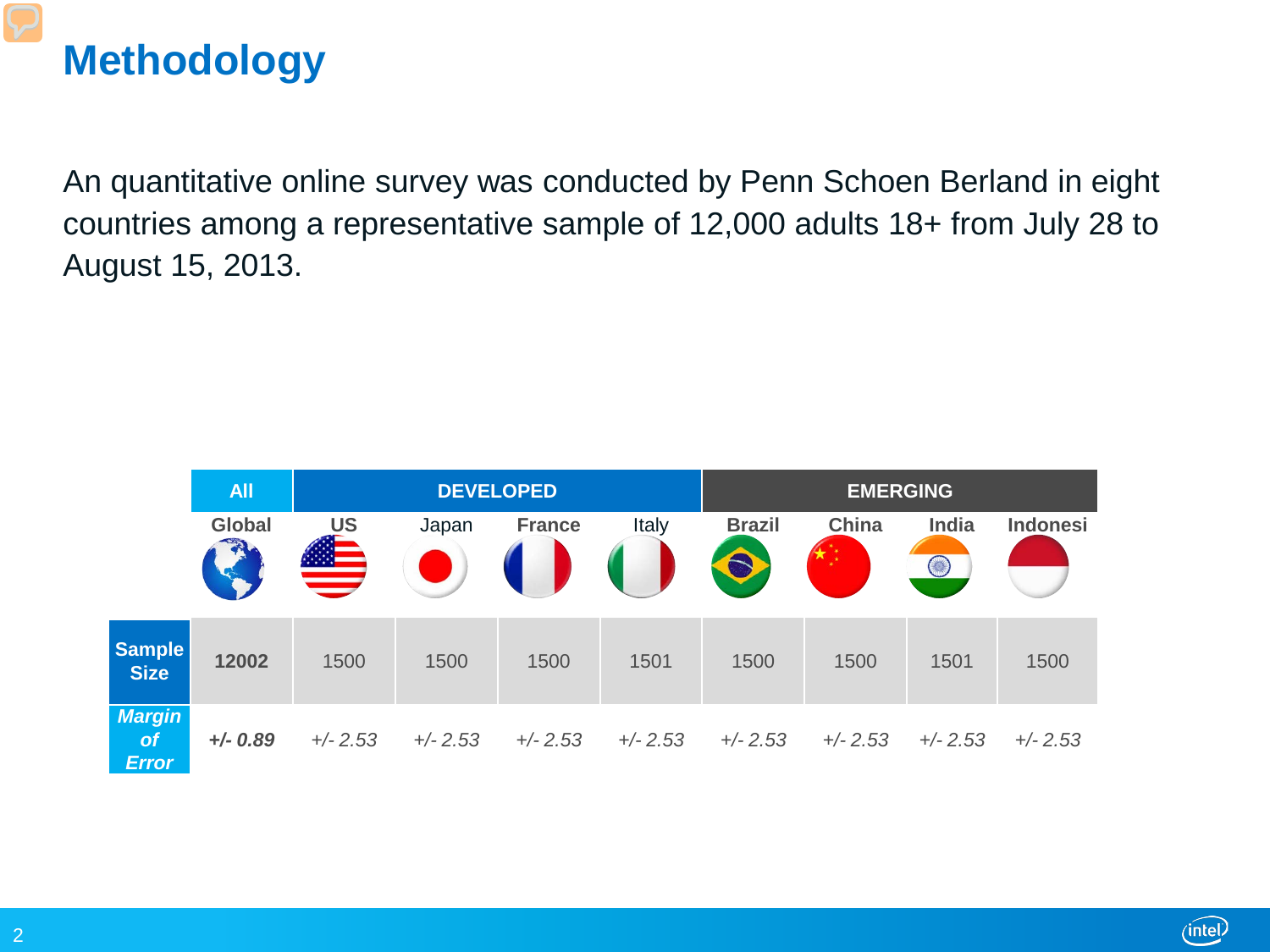# Methodology

An quantitative online survey was conducted by Penn Schoen Berland in eight countries among a representative sample of 12,000 adults 18+ from July 28 to August 15, 2013.

| | All | DEVELOPED | | | | EMERGING | | | |
|---|---|---|---|---|---|---|---|---|---|
| | Global | US | Japan | France | Italy | Brazil | China | India | Indonesi |
| **Sample Size** | **12002** | 1500 | 1500 | 1500 | 1501 | 1500 | 1500 | 1501 | 1500 |
| ***Margin of Error*** | ***+/- 0.89*** | *+/- 2.53* | *+/- 2.53* | *+/- 2.53* | *+/- 2.53* | *+/- 2.53* | *+/- 2.53* | *+/- 2.53* | *+/- 2.53* |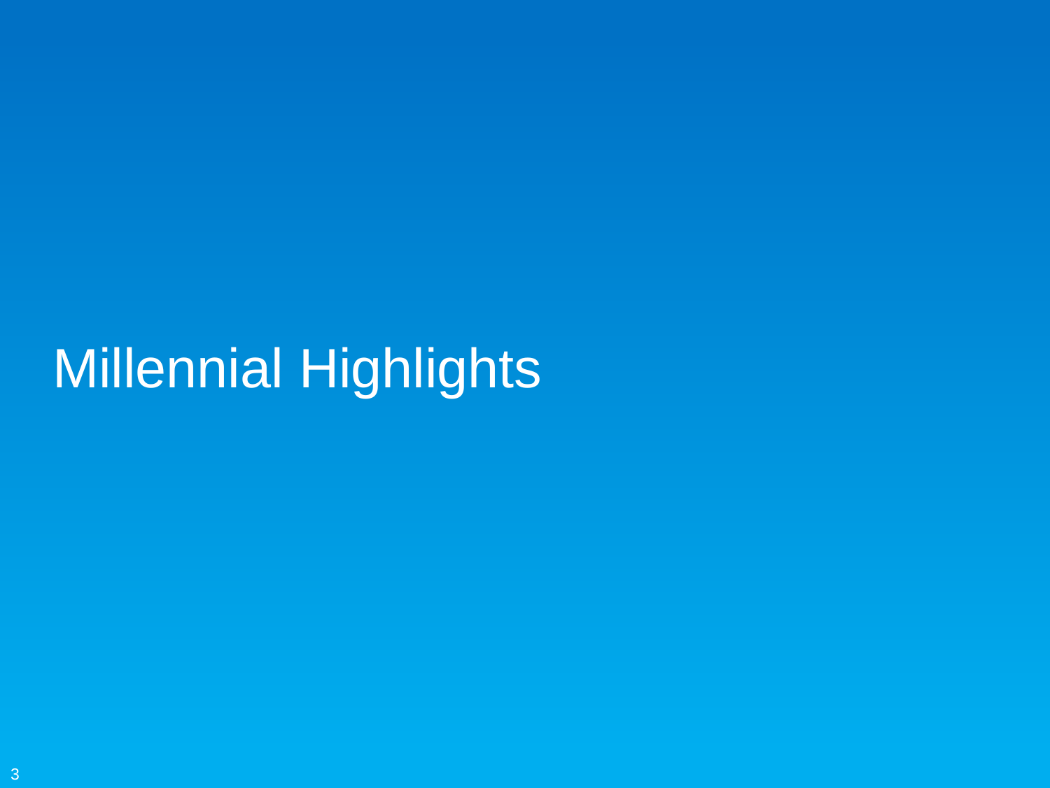# Millennial Highlights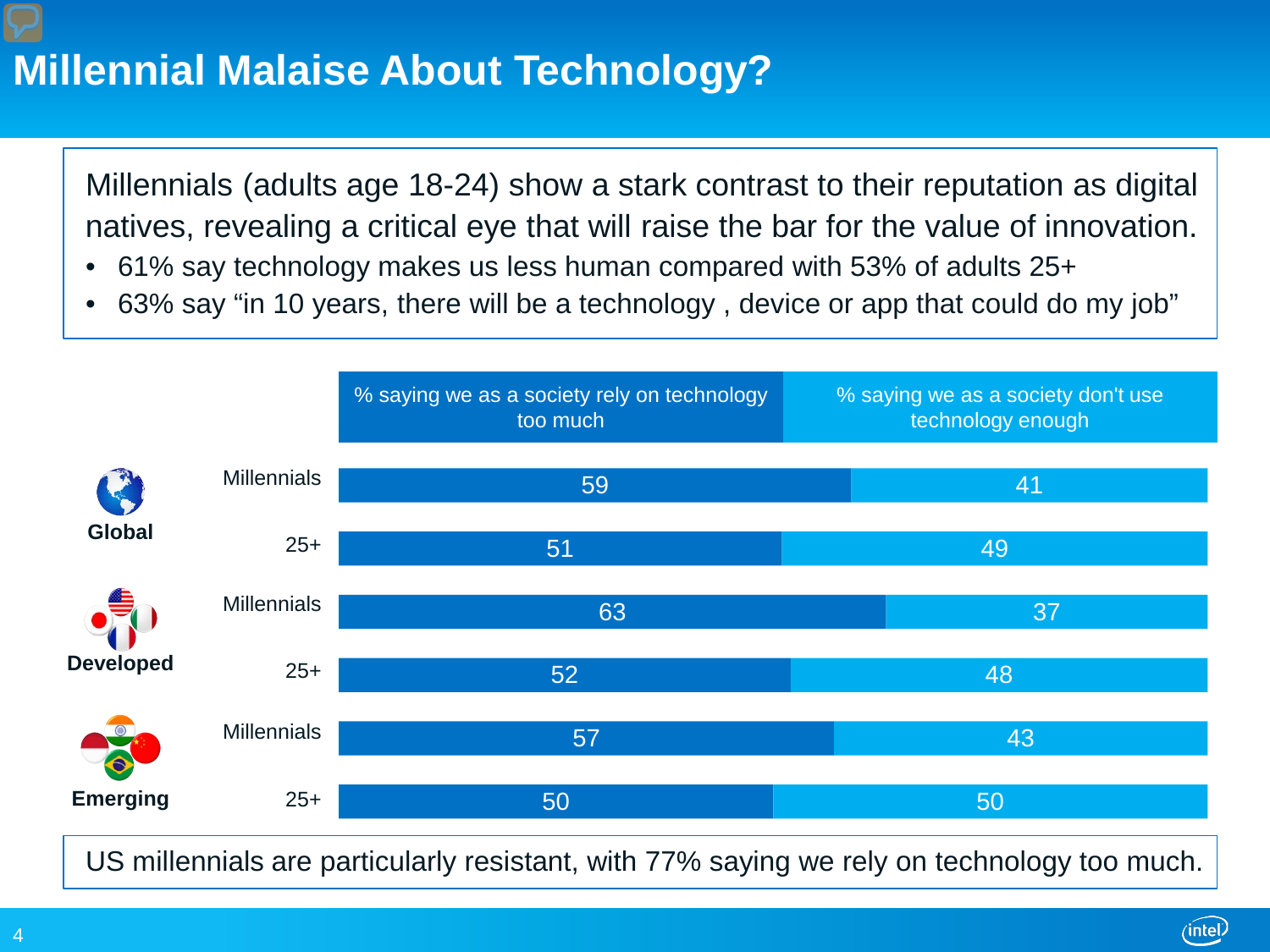# Millennial Malaise About Technology?

Millennials (adults age 18-24) show a stark contrast to their reputation as digital natives, revealing a critical eye that will raise the bar for the value of innovation.

- 61% say technology makes us less human compared with 53% of adults 25+
- 63% say "in 10 years, there will be a technology , device or app that could do my job"

| | | % saying we as a society rely on technology too much | % saying we as a society don't use technology enough |
|---|---|---|---|
| Global | Millennials | 59 | 41 |
| | 25+ | 51 | 49 |
| Developed | Millennials | 63 | 37 |
| | 25+ | 52 | 48 |
| Emerging | Millennials | 57 | 43 |
| | 25+ | 50 | 50 |

US millennials are particularly resistant, with 77% saying we rely on technology too much.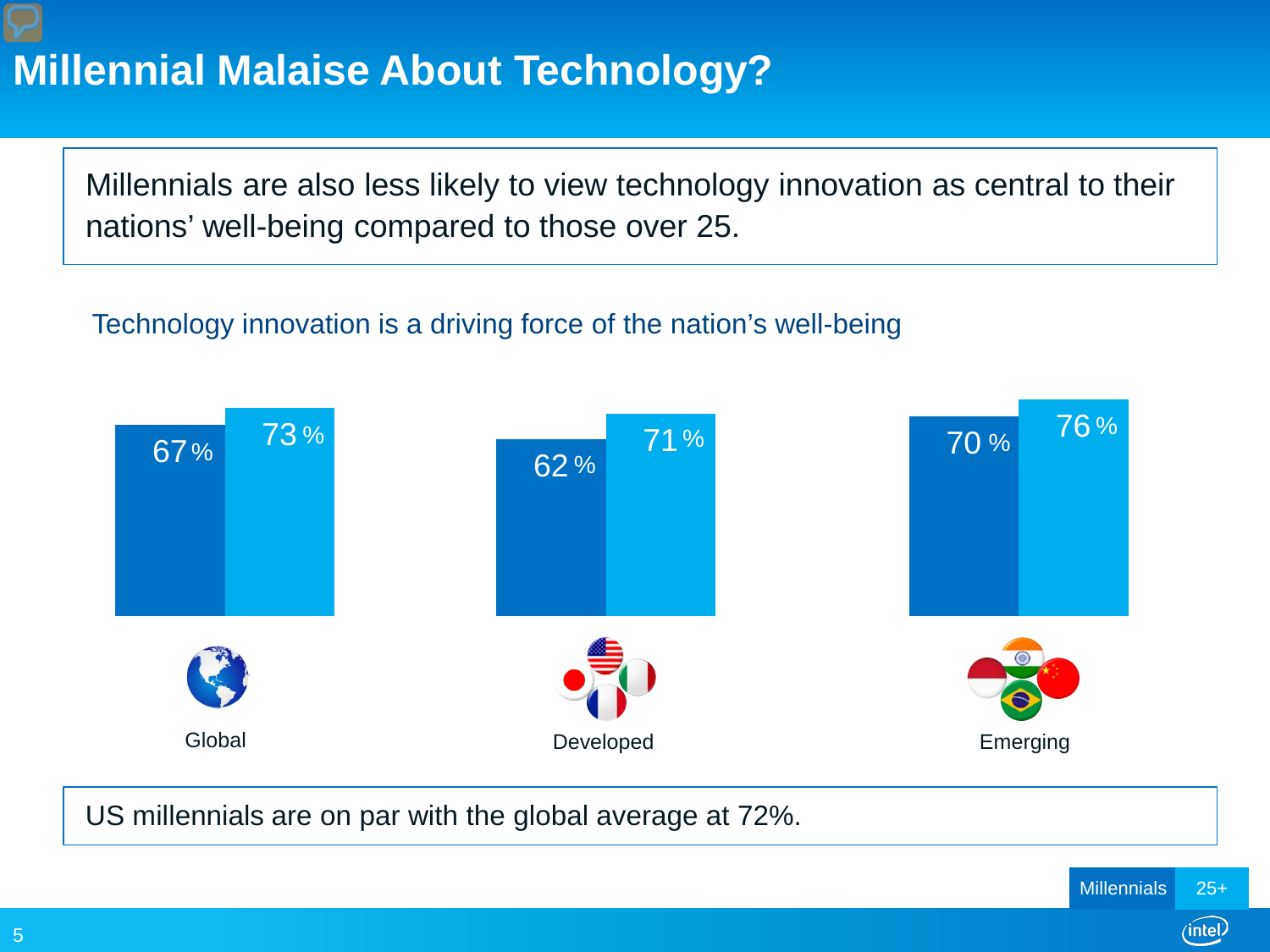# Millennial Malaise About Technology?

Millennials are also less likely to view technology innovation as central to their nations' well-being compared to those over 25.

Technology innovation is a driving force of the nation's well-being

| | Millennials | 25+ |
|---|---|---|
| Global | 67 % | 73 % |
| Developed | 62 % | 71 % |
| Emerging | 70 % | 76 % |

US millennials are on par with the global average at 72%.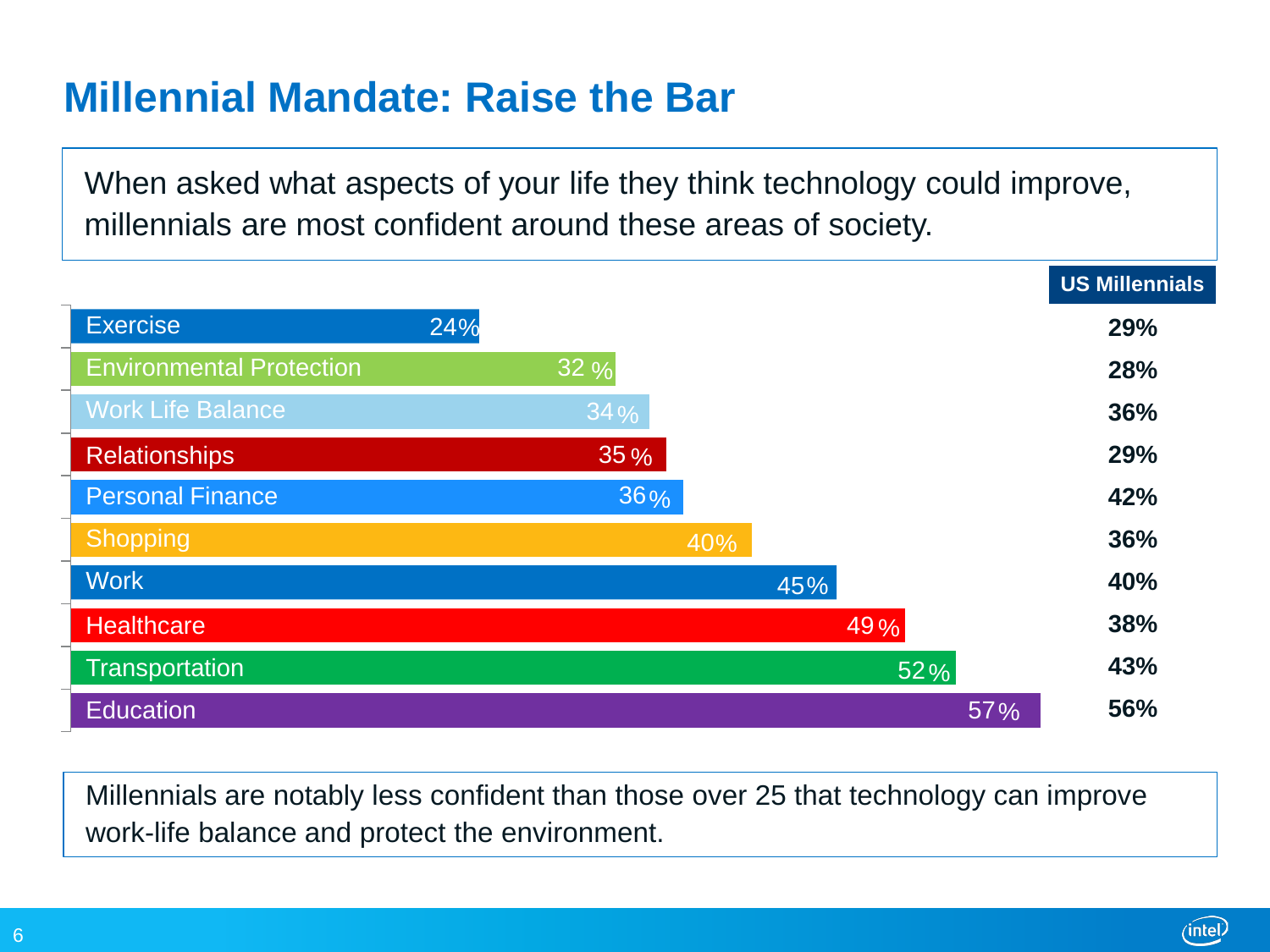# Millennial Mandate: Raise the Bar

When asked what aspects of your life they think technology could improve, millennials are most confident around these areas of society.

| Area | All | US Millennials |
|---|---|---|
| Exercise | 24% | 29% |
| Environmental Protection | 32% | 28% |
| Work Life Balance | 34% | 36% |
| Relationships | 35% | 29% |
| Personal Finance | 36% | 42% |
| Shopping | 40% | 36% |
| Work | 45% | 40% |
| Healthcare | 49% | 38% |
| Transportation | 52% | 43% |
| Education | 57% | 56% |

Millennials are notably less confident than those over 25 that technology can improve work-life balance and protect the environment.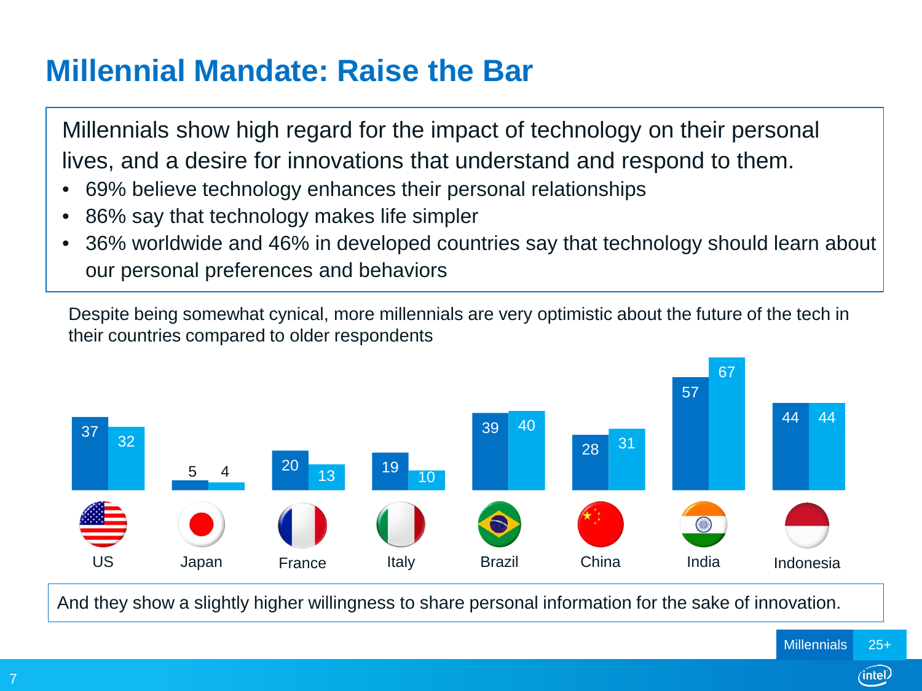# Millennial Mandate: Raise the Bar

Millennials show high regard for the impact of technology on their personal lives, and a desire for innovations that understand and respond to them.

- 69% believe technology enhances their personal relationships
- 86% say that technology makes life simpler
- 36% worldwide and 46% in developed countries say that technology should learn about our personal preferences and behaviors

Despite being somewhat cynical, more millennials are very optimistic about the future of the tech in their countries compared to older respondents

| Country | Millennials | 25+ |
| --- | --- | --- |
| US | 37 | 32 |
| Japan | 5 | 4 |
| France | 20 | 13 |
| Italy | 19 | 10 |
| Brazil | 39 | 40 |
| China | 28 | 31 |
| India | 57 | 67 |
| Indonesia | 44 | 44 |

And they show a slightly higher willingness to share personal information for the sake of innovation.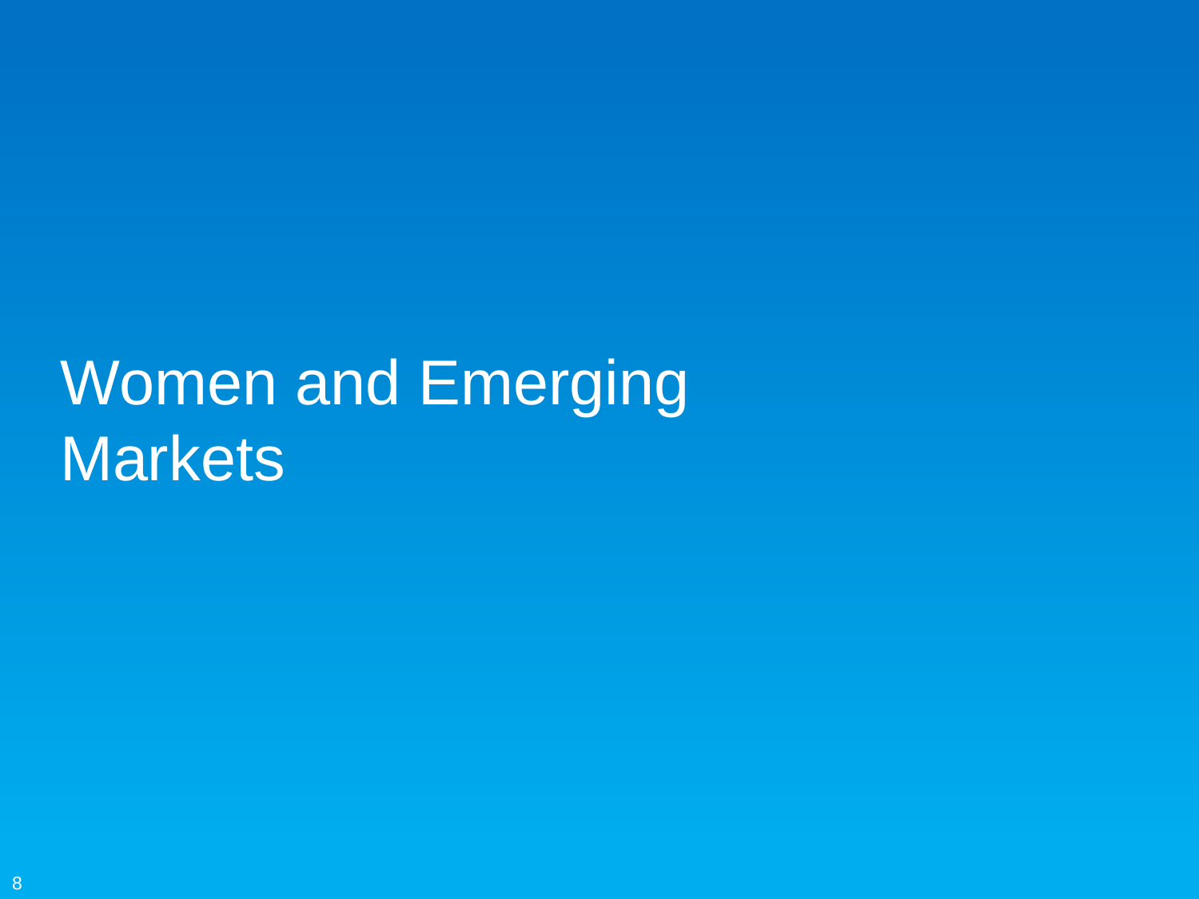# Women and Emerging Markets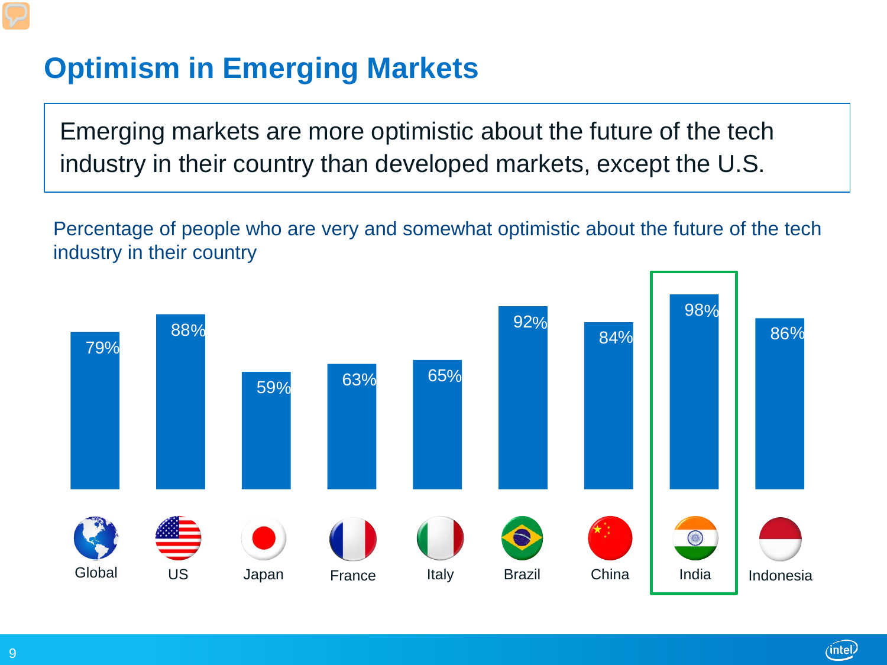# Optimism in Emerging Markets

Emerging markets are more optimistic about the future of the tech industry in their country than developed markets, except the U.S.

Percentage of people who are very and somewhat optimistic about the future of the tech industry in their country

| Global | US | Japan | France | Italy | Brazil | China | India | Indonesia |
|---|---|---|---|---|---|---|---|---|
| 79% | 88% | 59% | 63% | 65% | 92% | 84% | 98% | 86% |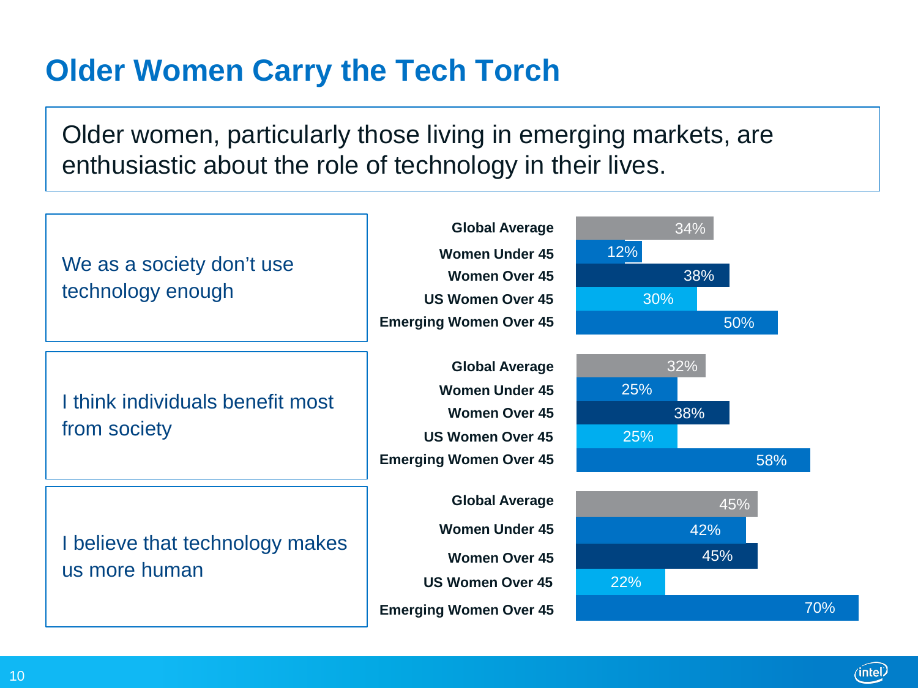# Older Women Carry the Tech Torch

Older women, particularly those living in emerging markets, are enthusiastic about the role of technology in their lives.

| Statement | Global Average | Women Under 45 | Women Over 45 | US Women Over 45 | Emerging Women Over 45 |
|---|---|---|---|---|---|
| We as a society don't use technology enough | 34% | 12% | 38% | 30% | 50% |
| I think individuals benefit most from society | 32% | 25% | 38% | 25% | 58% |
| I believe that technology makes us more human | 45% | 42% | 45% | 22% | 70% |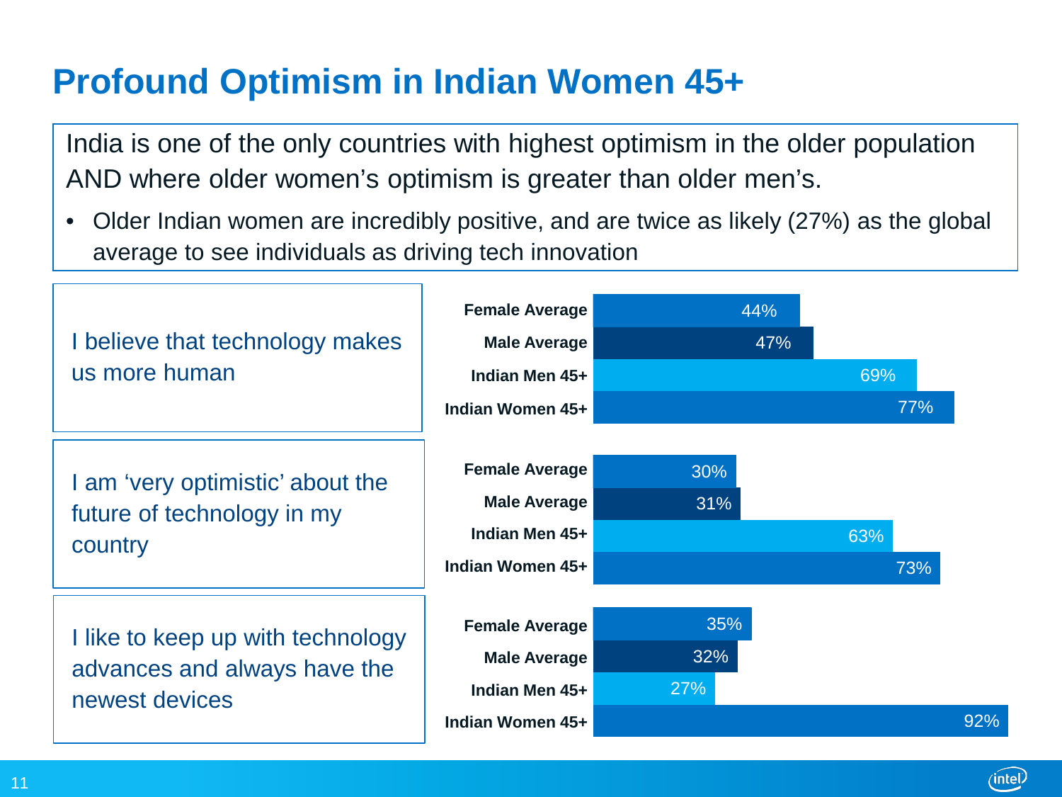# Profound Optimism in Indian Women 45+

India is one of the only countries with highest optimism in the older population AND where older women's optimism is greater than older men's.

- Older Indian women are incredibly positive, and are twice as likely (27%) as the global average to see individuals as driving tech innovation

| Statement | Female Average | Male Average | Indian Men 45+ | Indian Women 45+ |
| --- | --- | --- | --- | --- |
| I believe that technology makes us more human | 44% | 47% | 69% | 77% |
| I am 'very optimistic' about the future of technology in my country | 30% | 31% | 63% | 73% |
| I like to keep up with technology advances and always have the newest devices | 35% | 32% | 27% | 92% |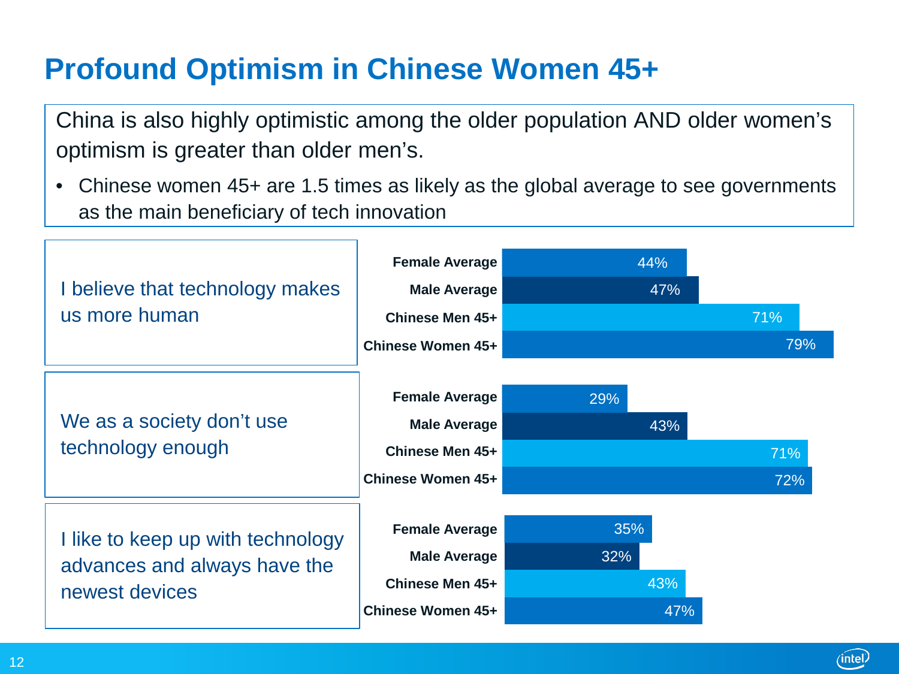# Profound Optimism in Chinese Women 45+

China is also highly optimistic among the older population AND older women's optimism is greater than older men's.

- Chinese women 45+ are 1.5 times as likely as the global average to see governments as the main beneficiary of tech innovation

| Statement | Female Average | Male Average | Chinese Men 45+ | Chinese Women 45+ |
|---|---|---|---|---|
| I believe that technology makes us more human | 44% | 47% | 71% | 79% |
| We as a society don't use technology enough | 29% | 43% | 71% | 72% |
| I like to keep up with technology advances and always have the newest devices | 35% | 32% | 43% | 47% |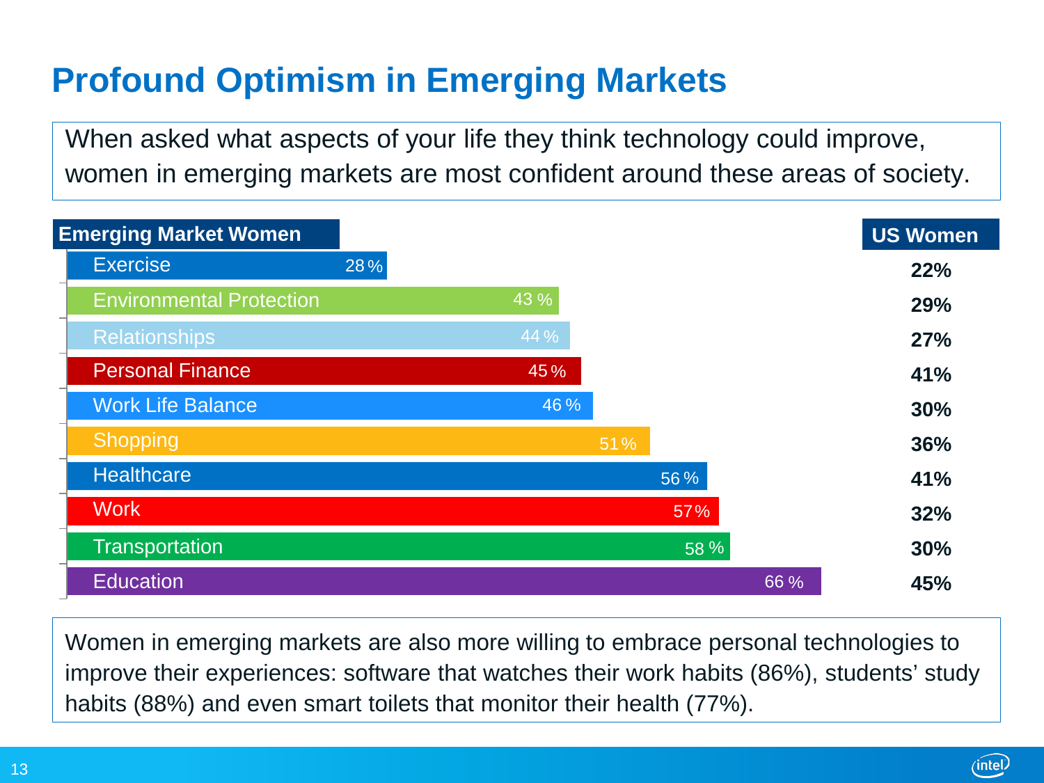# Profound Optimism in Emerging Markets

When asked what aspects of your life they think technology could improve, women in emerging markets are most confident around these areas of society.

| Area | Emerging Market Women | US Women |
|---|---|---|
| Exercise | 28 % | 22% |
| Environmental Protection | 43 % | 29% |
| Relationships | 44 % | 27% |
| Personal Finance | 45 % | 41% |
| Work Life Balance | 46 % | 30% |
| Shopping | 51 % | 36% |
| Healthcare | 56 % | 41% |
| Work | 57 % | 32% |
| Transportation | 58 % | 30% |
| Education | 66 % | 45% |

Women in emerging markets are also more willing to embrace personal technologies to improve their experiences: software that watches their work habits (86%), students' study habits (88%) and even smart toilets that monitor their health (77%).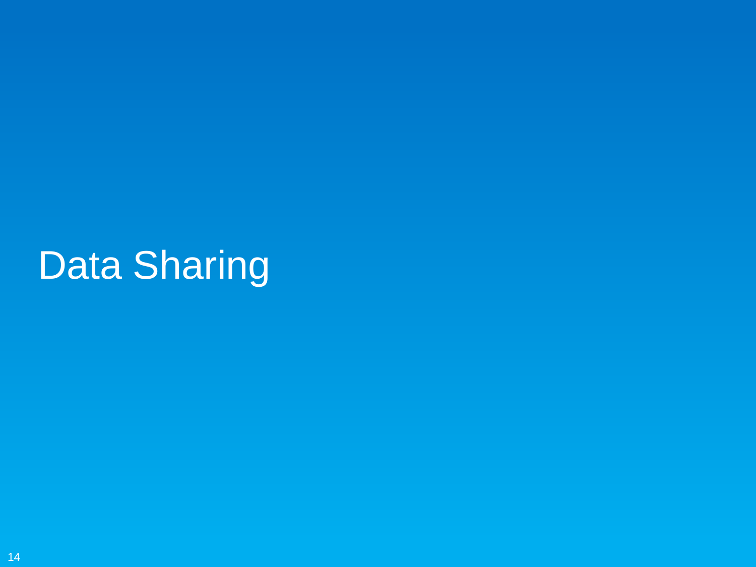# Data Sharing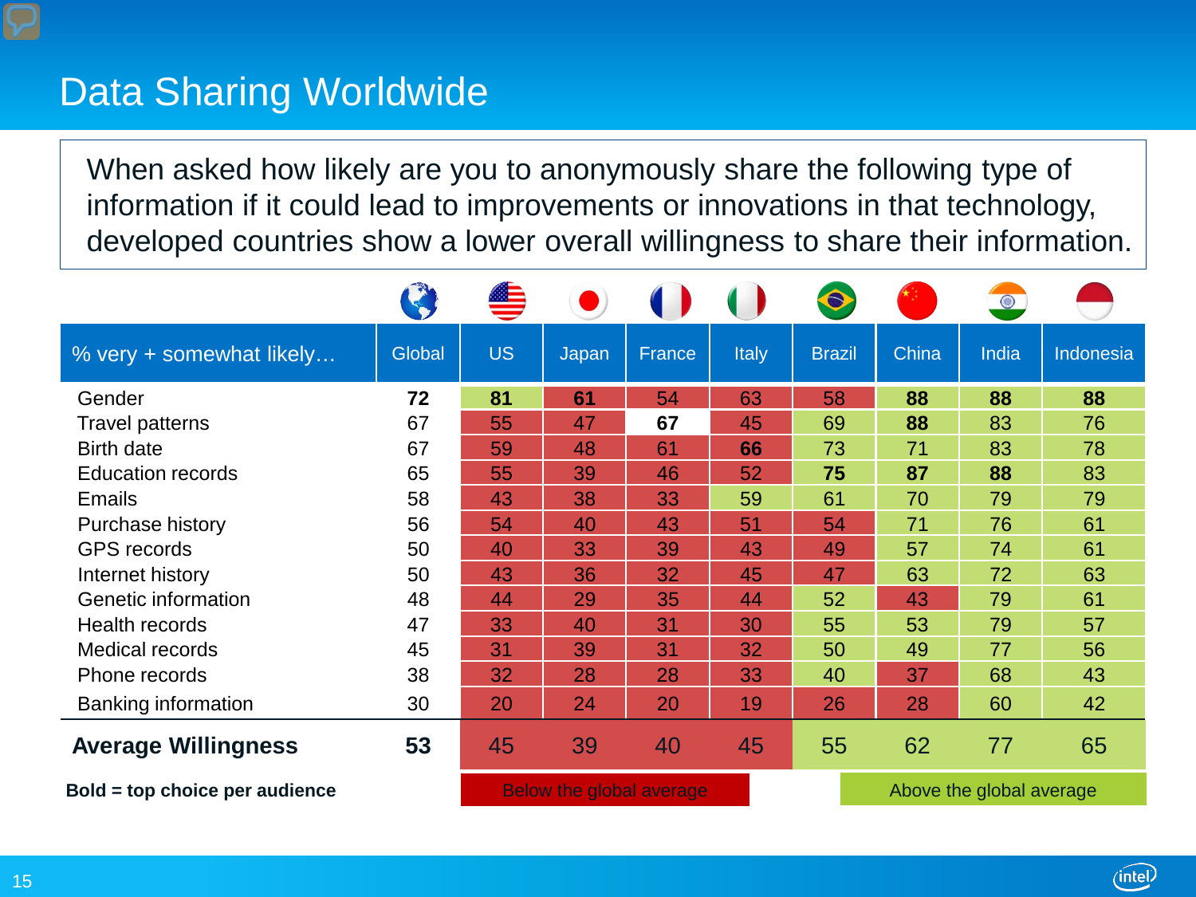# Data Sharing Worldwide

When asked how likely are you to anonymously share the following type of information if it could lead to improvements or innovations in that technology, developed countries show a lower overall willingness to share their information.

| % very + somewhat likely… | Global | US | Japan | France | Italy | Brazil | China | India | Indonesia |
|---|---|---|---|---|---|---|---|---|---|
| Gender | **72** | **81** | **61** | 54 | 63 | 58 | **88** | **88** | **88** |
| Travel patterns | 67 | 55 | 47 | **67** | 45 | 69 | **88** | 83 | 76 |
| Birth date | 67 | 59 | 48 | 61 | **66** | 73 | 71 | 83 | 78 |
| Education records | 65 | 55 | 39 | 46 | 52 | **75** | 87 | **88** | 83 |
| Emails | 58 | 43 | 38 | 33 | 59 | 61 | 70 | 79 | 79 |
| Purchase history | 56 | 54 | 40 | 43 | 51 | 54 | 71 | 76 | 61 |
| GPS records | 50 | 40 | 33 | 39 | 43 | 49 | 57 | 74 | 61 |
| Internet history | 50 | 43 | 36 | 32 | 45 | 47 | 63 | 72 | 63 |
| Genetic information | 48 | 44 | 29 | 35 | 44 | 52 | 43 | 79 | 61 |
| Health records | 47 | 33 | 40 | 31 | 30 | 55 | 53 | 79 | 57 |
| Medical records | 45 | 31 | 39 | 31 | 32 | 50 | 49 | 77 | 56 |
| Phone records | 38 | 32 | 28 | 28 | 33 | 40 | 37 | 68 | 43 |
| Banking information | 30 | 20 | 24 | 20 | 19 | 26 | 28 | 60 | 42 |
| **Average Willingness** | **53** | 45 | 39 | 40 | 45 | 55 | 62 | 77 | 65 |

**Bold = top choice per audience**

Below the global average | Above the global average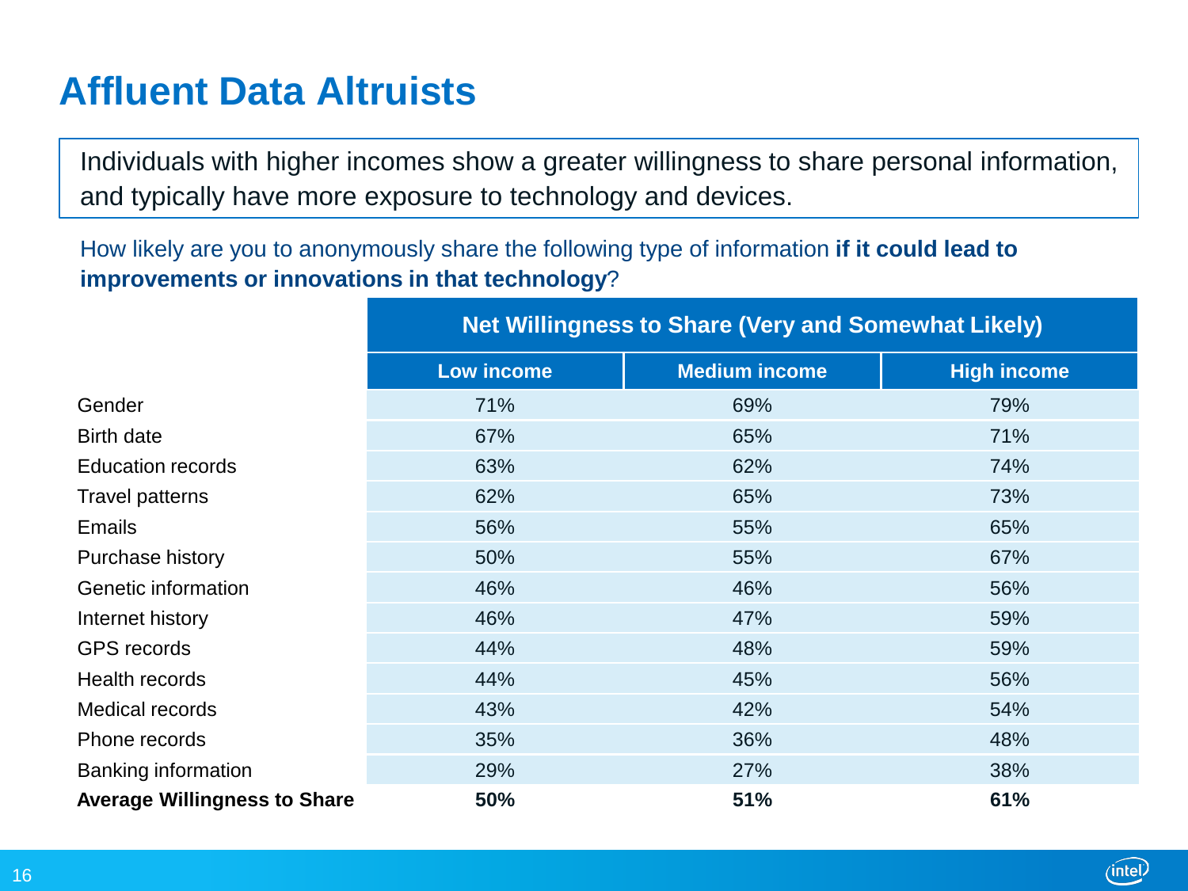# Affluent Data Altruists

Individuals with higher incomes show a greater willingness to share personal information, and typically have more exposure to technology and devices.

How likely are you to anonymously share the following type of information **if it could lead to improvements or innovations in that technology**?

| | Net Willingness to Share (Very and Somewhat Likely) | | |
|---|---|---|---|
| | Low income | Medium income | High income |
| Gender | 71% | 69% | 79% |
| Birth date | 67% | 65% | 71% |
| Education records | 63% | 62% | 74% |
| Travel patterns | 62% | 65% | 73% |
| Emails | 56% | 55% | 65% |
| Purchase history | 50% | 55% | 67% |
| Genetic information | 46% | 46% | 56% |
| Internet history | 46% | 47% | 59% |
| GPS records | 44% | 48% | 59% |
| Health records | 44% | 45% | 56% |
| Medical records | 43% | 42% | 54% |
| Phone records | 35% | 36% | 48% |
| Banking information | 29% | 27% | 38% |
| **Average Willingness to Share** | **50%** | **51%** | **61%** |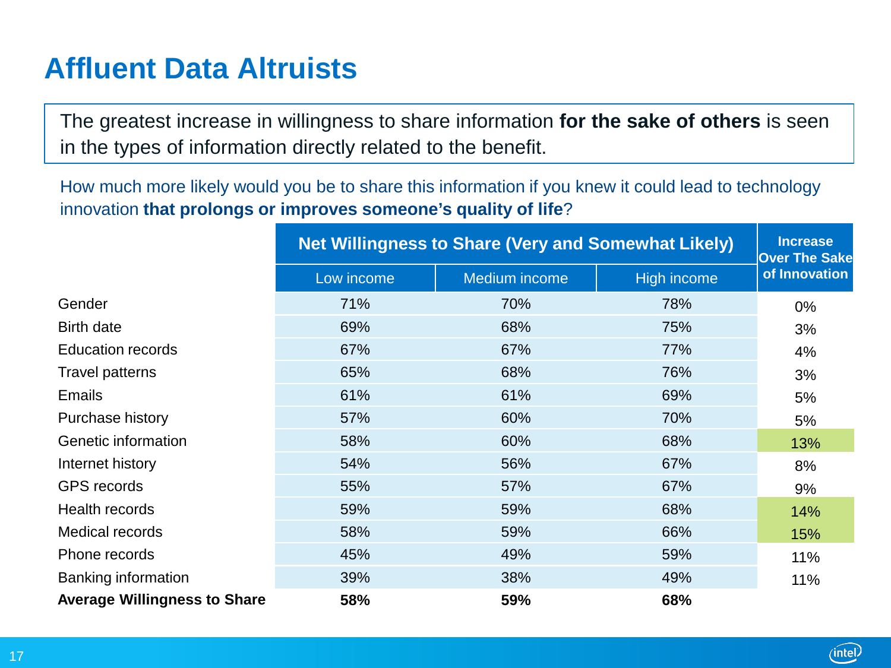# Affluent Data Altruists

The greatest increase in willingness to share information **for the sake of others** is seen in the types of information directly related to the benefit.

How much more likely would you be to share this information if you knew it could lead to technology innovation **that prolongs or improves someone's quality of life**?

| | Net Willingness to Share (Very and Somewhat Likely) | | | Increase Over The Sake of Innovation |
|---|---|---|---|---|
| | Low income | Medium income | High income | |
| Gender | 71% | 70% | 78% | 0% |
| Birth date | 69% | 68% | 75% | 3% |
| Education records | 67% | 67% | 77% | 4% |
| Travel patterns | 65% | 68% | 76% | 3% |
| Emails | 61% | 61% | 69% | 5% |
| Purchase history | 57% | 60% | 70% | 5% |
| Genetic information | 58% | 60% | 68% | 13% |
| Internet history | 54% | 56% | 67% | 8% |
| GPS records | 55% | 57% | 67% | 9% |
| Health records | 59% | 59% | 68% | 14% |
| Medical records | 58% | 59% | 66% | 15% |
| Phone records | 45% | 49% | 59% | 11% |
| Banking information | 39% | 38% | 49% | 11% |
| **Average Willingness to Share** | **58%** | **59%** | **68%** | |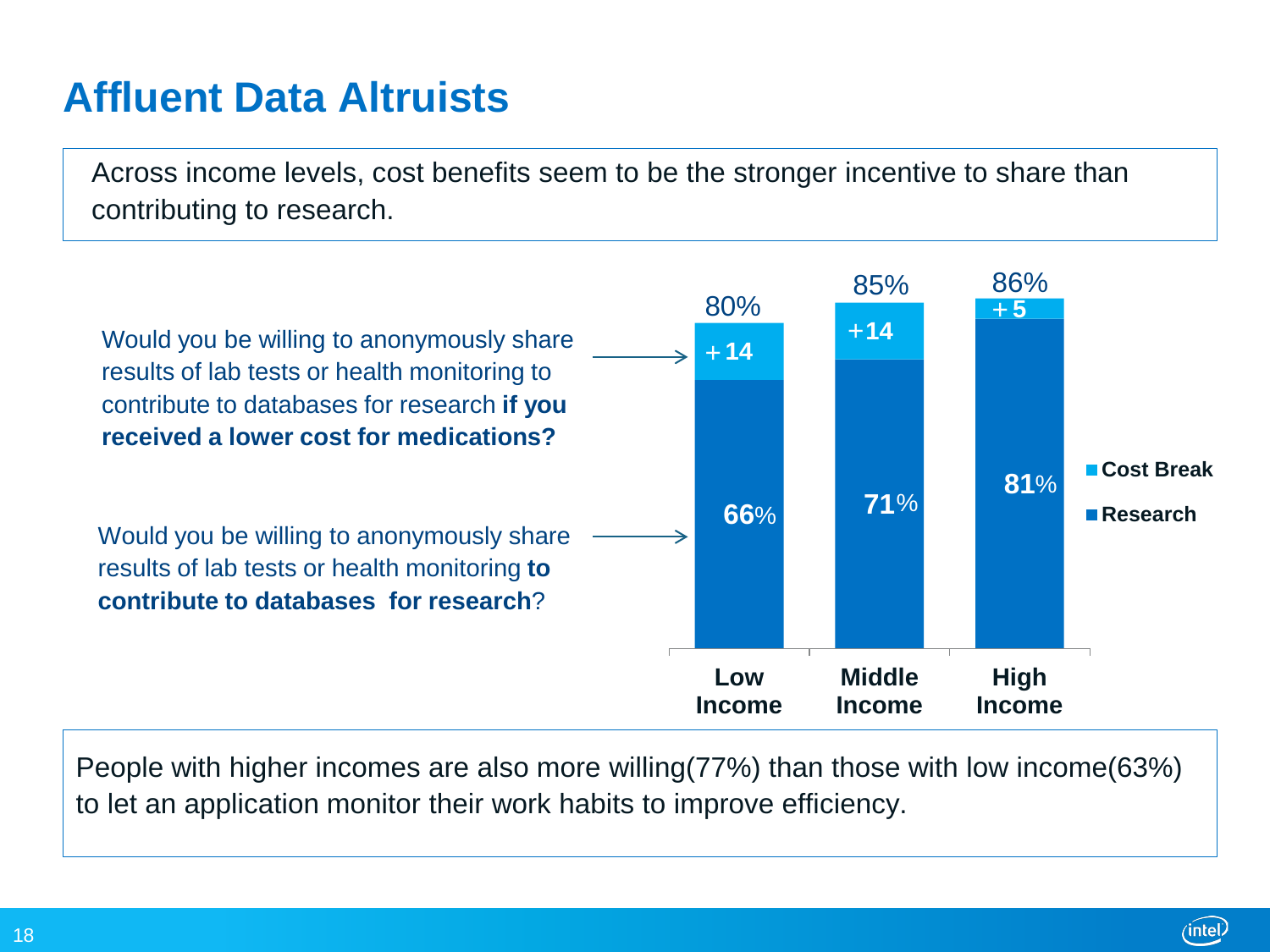# Affluent Data Altruists

Across income levels, cost benefits seem to be the stronger incentive to share than contributing to research.

Would you be willing to anonymously share results of lab tests or health monitoring to contribute to databases for research **if you received a lower cost for medications?**

Would you be willing to anonymously share results of lab tests or health monitoring **to contribute to databases for research**?

80%
+14
66%

85%
+14
71%

86%
+5
81%

Cost Break
Research

Low Income
Middle Income
High Income

People with higher incomes are also more willing(77%) than those with low income(63%) to let an application monitor their work habits to improve efficiency.